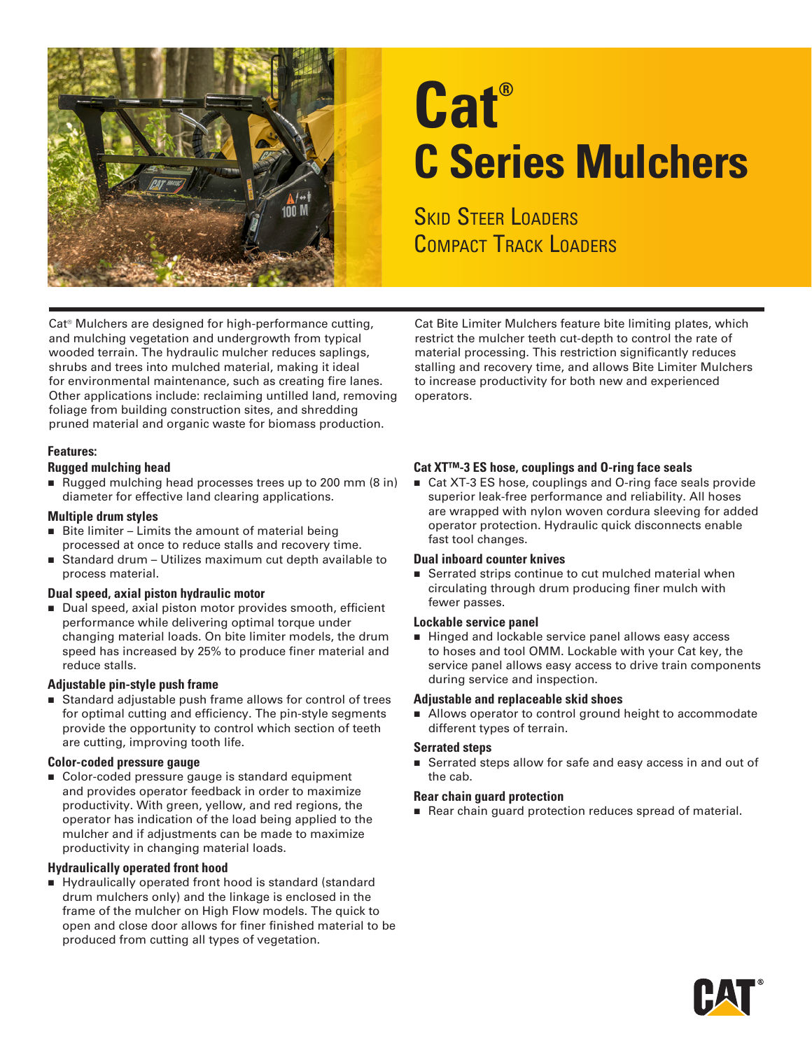# Cat®
# C Series Mulchers

## Skid Steer Loaders
## Compact Track Loaders

Cat® Mulchers are designed for high-performance cutting, and mulching vegetation and undergrowth from typical wooded terrain. The hydraulic mulcher reduces saplings, shrubs and trees into mulched material, making it ideal for environmental maintenance, such as creating fire lanes. Other applications include: reclaiming untilled land, removing foliage from building construction sites, and shredding pruned material and organic waste for biomass production.

Cat Bite Limiter Mulchers feature bite limiting plates, which restrict the mulcher teeth cut-depth to control the rate of material processing. This restriction significantly reduces stalling and recovery time, and allows Bite Limiter Mulchers to increase productivity for both new and experienced operators.

**Features:**

### Rugged mulching head

- Rugged mulching head processes trees up to 200 mm (8 in) diameter for effective land clearing applications.

### Multiple drum styles

- Bite limiter – Limits the amount of material being processed at once to reduce stalls and recovery time.
- Standard drum – Utilizes maximum cut depth available to process material.

### Dual speed, axial piston hydraulic motor

- Dual speed, axial piston motor provides smooth, efficient performance while delivering optimal torque under changing material loads. On bite limiter models, the drum speed has increased by 25% to produce finer material and reduce stalls.

### Adjustable pin-style push frame

- Standard adjustable push frame allows for control of trees for optimal cutting and efficiency. The pin-style segments provide the opportunity to control which section of teeth are cutting, improving tooth life.

### Color-coded pressure gauge

- Color-coded pressure gauge is standard equipment and provides operator feedback in order to maximize productivity. With green, yellow, and red regions, the operator has indication of the load being applied to the mulcher and if adjustments can be made to maximize productivity in changing material loads.

### Hydraulically operated front hood

- Hydraulically operated front hood is standard (standard drum mulchers only) and the linkage is enclosed in the frame of the mulcher on High Flow models. The quick to open and close door allows for finer finished material to be produced from cutting all types of vegetation.

### Cat XT™-3 ES hose, couplings and O-ring face seals

- Cat XT-3 ES hose, couplings and O-ring face seals provide superior leak-free performance and reliability. All hoses are wrapped with nylon woven cordura sleeving for added operator protection. Hydraulic quick disconnects enable fast tool changes.

### Dual inboard counter knives

- Serrated strips continue to cut mulched material when circulating through drum producing finer mulch with fewer passes.

### Lockable service panel

- Hinged and lockable service panel allows easy access to hoses and tool OMM. Lockable with your Cat key, the service panel allows easy access to drive train components during service and inspection.

### Adjustable and replaceable skid shoes

- Allows operator to control ground height to accommodate different types of terrain.

### Serrated steps

- Serrated steps allow for safe and easy access in and out of the cab.

### Rear chain guard protection

- Rear chain guard protection reduces spread of material.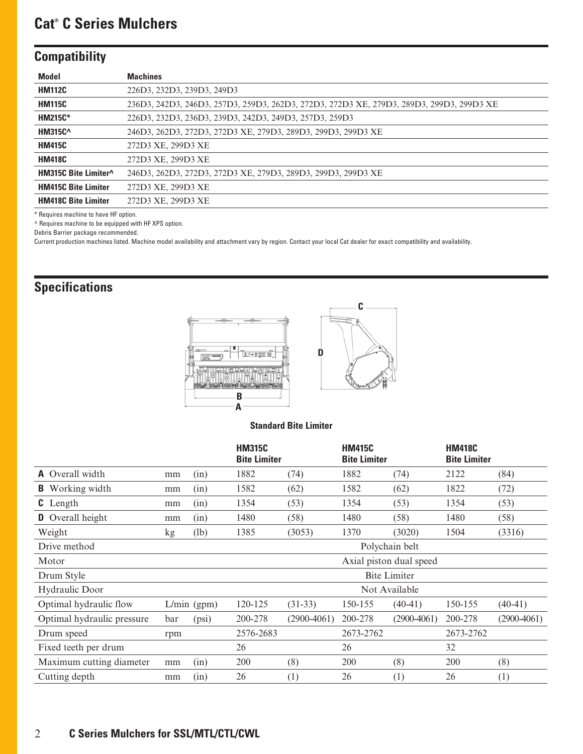# Cat® C Series Mulchers

## Compatibility

| Model | Machines |
|---|---|
| **HM112C** | 226D3, 232D3, 239D3, 249D3 |
| **HM115C** | 236D3, 242D3, 246D3, 257D3, 259D3, 262D3, 272D3, 272D3 XE, 279D3, 289D3, 299D3, 299D3 XE |
| **HM215C*** | 226D3, 232D3, 236D3, 239D3, 242D3, 249D3, 257D3, 259D3 |
| **HM315C^** | 246D3, 262D3, 272D3, 272D3 XE, 279D3, 289D3, 299D3, 299D3 XE |
| **HM415C** | 272D3 XE, 299D3 XE |
| **HM418C** | 272D3 XE, 299D3 XE |
| **HM315C Bite Limiter^** | 246D3, 262D3, 272D3, 272D3 XE, 279D3, 289D3, 299D3, 299D3 XE |
| **HM415C Bite Limiter** | 272D3 XE, 299D3 XE |
| **HM418C Bite Limiter** | 272D3 XE, 299D3 XE |

* Requires machine to have HF option.

^ Requires machine to be equipped with HF XPS option.

Debris Barrier package recommended.

Current production machines listed. Machine model availability and attachment vary by region. Contact your local Cat dealer for exact compatibility and availability.

## Specifications

**Standard Bite Limiter**

| | | | HM315C Bite Limiter | | HM415C Bite Limiter | | HM418C Bite Limiter | |
|---|---|---|---|---|---|---|---|---|
| **A** Overall width | mm | (in) | 1882 | (74) | 1882 | (74) | 2122 | (84) |
| **B** Working width | mm | (in) | 1582 | (62) | 1582 | (62) | 1822 | (72) |
| **C** Length | mm | (in) | 1354 | (53) | 1354 | (53) | 1354 | (53) |
| **D** Overall height | mm | (in) | 1480 | (58) | 1480 | (58) | 1480 | (58) |
| Weight | kg | (lb) | 1385 | (3053) | 1370 | (3020) | 1504 | (3316) |
| Drive method | | | Polychain belt | | | | | |
| Motor | | | Axial piston dual speed | | | | | |
| Drum Style | | | Bite Limiter | | | | | |
| Hydraulic Door | | | Not Available | | | | | |
| Optimal hydraulic flow | L/min | (gpm) | 120-125 | (31-33) | 150-155 | (40-41) | 150-155 | (40-41) |
| Optimal hydraulic pressure | bar | (psi) | 200-278 | (2900-4061) | 200-278 | (2900-4061) | 200-278 | (2900-4061) |
| Drum speed | rpm | | 2576-2683 | | 2673-2762 | | 2673-2762 | |
| Fixed teeth per drum | | | 26 | | 26 | | 32 | |
| Maximum cutting diameter | mm | (in) | 200 | (8) | 200 | (8) | 200 | (8) |
| Cutting depth | mm | (in) | 26 | (1) | 26 | (1) | 26 | (1) |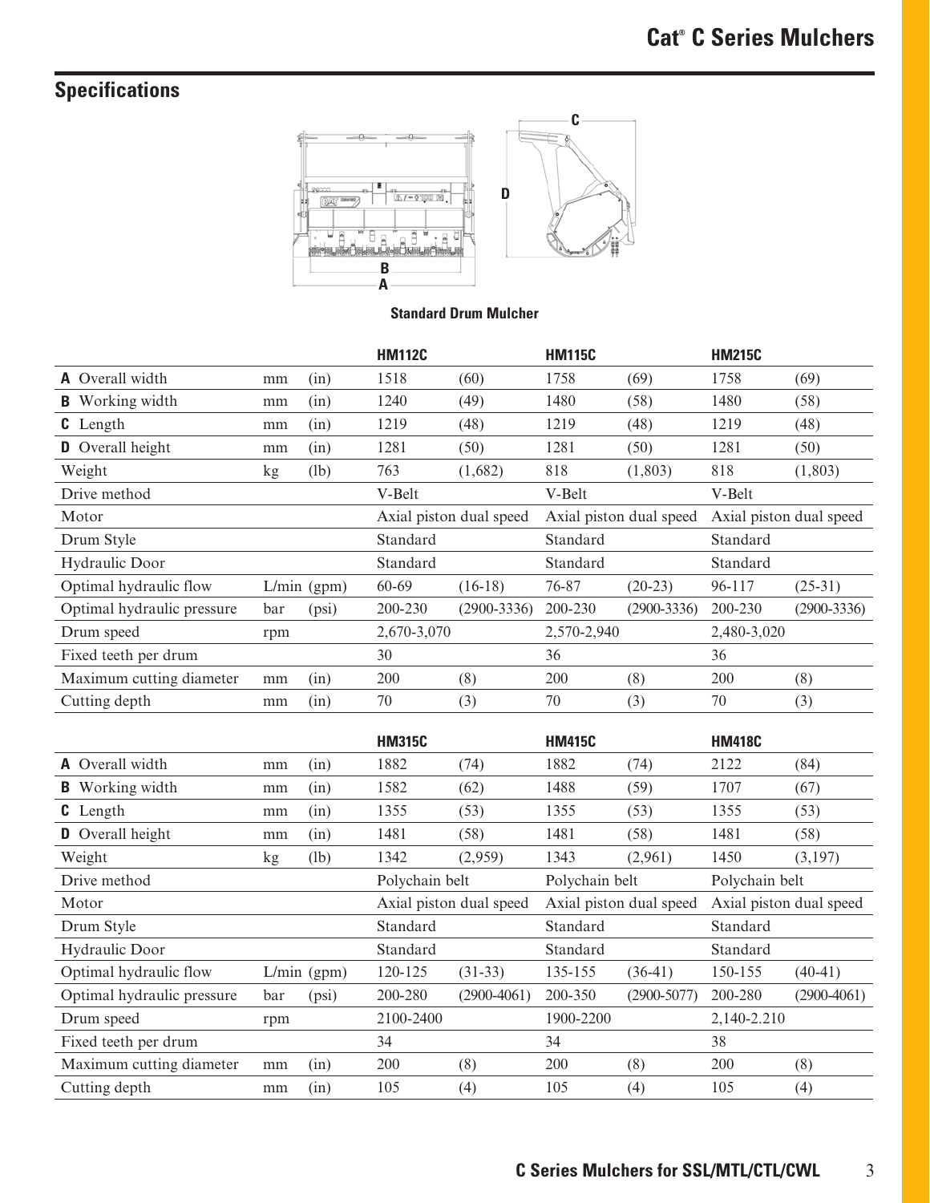## Specifications

**Standard Drum Mulcher**

| | | | HM112C | | HM115C | | HM215C | |
|---|---|---|---|---|---|---|---|---|
| **A** Overall width | mm | (in) | 1518 | (60) | 1758 | (69) | 1758 | (69) |
| **B** Working width | mm | (in) | 1240 | (49) | 1480 | (58) | 1480 | (58) |
| **C** Length | mm | (in) | 1219 | (48) | 1219 | (48) | 1219 | (48) |
| **D** Overall height | mm | (in) | 1281 | (50) | 1281 | (50) | 1281 | (50) |
| Weight | kg | (lb) | 763 | (1,682) | 818 | (1,803) | 818 | (1,803) |
| Drive method | | | V-Belt | | V-Belt | | V-Belt | |
| Motor | | | Axial piston dual speed | | Axial piston dual speed | | Axial piston dual speed | |
| Drum Style | | | Standard | | Standard | | Standard | |
| Hydraulic Door | | | Standard | | Standard | | Standard | |
| Optimal hydraulic flow | L/min | (gpm) | 60-69 | (16-18) | 76-87 | (20-23) | 96-117 | (25-31) |
| Optimal hydraulic pressure | bar | (psi) | 200-230 | (2900-3336) | 200-230 | (2900-3336) | 200-230 | (2900-3336) |
| Drum speed | rpm | | 2,670-3,070 | | 2,570-2,940 | | 2,480-3,020 | |
| Fixed teeth per drum | | | 30 | | 36 | | 36 | |
| Maximum cutting diameter | mm | (in) | 200 | (8) | 200 | (8) | 200 | (8) |
| Cutting depth | mm | (in) | 70 | (3) | 70 | (3) | 70 | (3) |

| | | | HM315C | | HM415C | | HM418C | |
|---|---|---|---|---|---|---|---|---|
| **A** Overall width | mm | (in) | 1882 | (74) | 1882 | (74) | 2122 | (84) |
| **B** Working width | mm | (in) | 1582 | (62) | 1488 | (59) | 1707 | (67) |
| **C** Length | mm | (in) | 1355 | (53) | 1355 | (53) | 1355 | (53) |
| **D** Overall height | mm | (in) | 1481 | (58) | 1481 | (58) | 1481 | (58) |
| Weight | kg | (lb) | 1342 | (2,959) | 1343 | (2,961) | 1450 | (3,197) |
| Drive method | | | Polychain belt | | Polychain belt | | Polychain belt | |
| Motor | | | Axial piston dual speed | | Axial piston dual speed | | Axial piston dual speed | |
| Drum Style | | | Standard | | Standard | | Standard | |
| Hydraulic Door | | | Standard | | Standard | | Standard | |
| Optimal hydraulic flow | L/min | (gpm) | 120-125 | (31-33) | 135-155 | (36-41) | 150-155 | (40-41) |
| Optimal hydraulic pressure | bar | (psi) | 200-280 | (2900-4061) | 200-350 | (2900-5077) | 200-280 | (2900-4061) |
| Drum speed | rpm | | 2100-2400 | | 1900-2200 | | 2,140-2.210 | |
| Fixed teeth per drum | | | 34 | | 34 | | 38 | |
| Maximum cutting diameter | mm | (in) | 200 | (8) | 200 | (8) | 200 | (8) |
| Cutting depth | mm | (in) | 105 | (4) | 105 | (4) | 105 | (4) |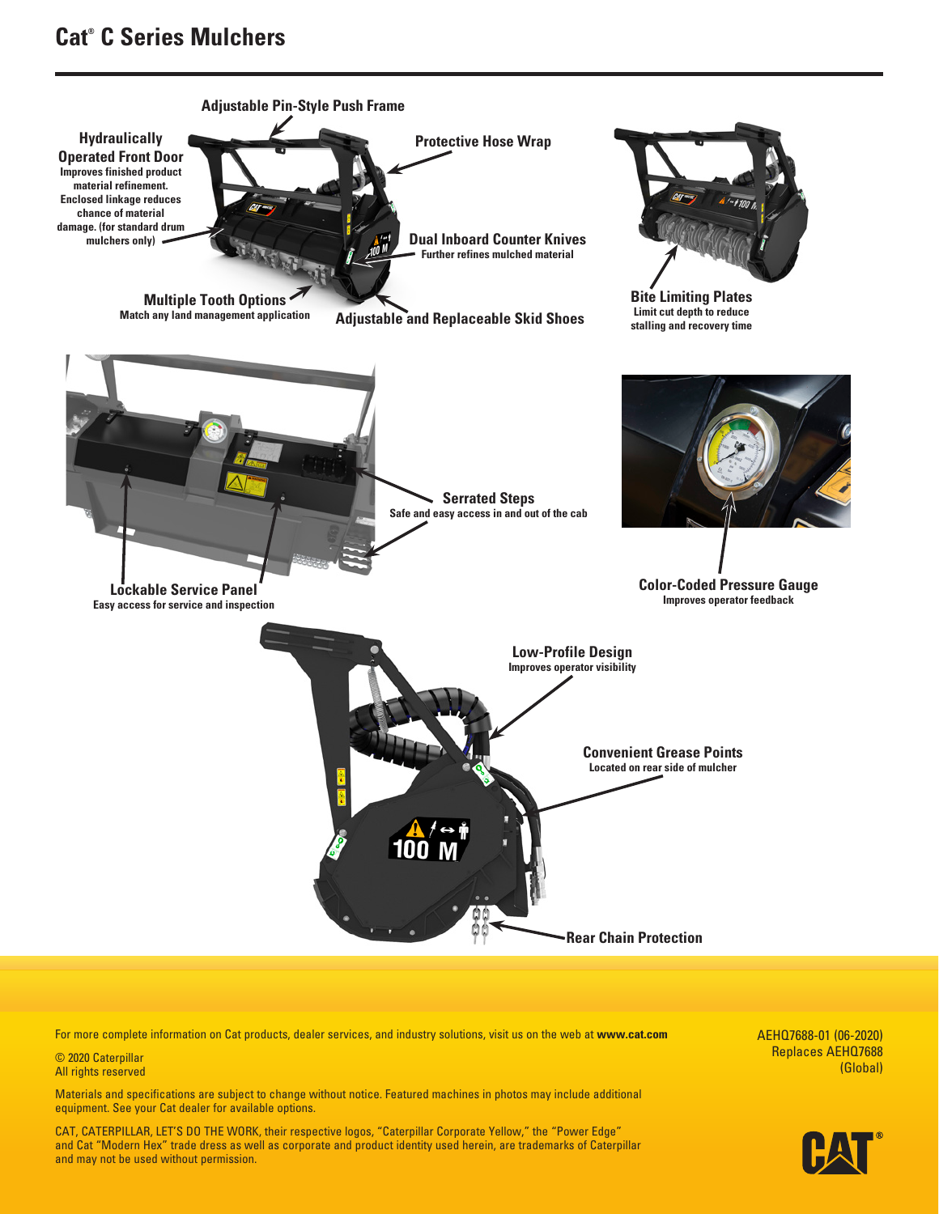# Cat® C Series Mulchers

**Adjustable Pin-Style Push Frame**

**Hydraulically Operated Front Door**
Improves finished product material refinement. Enclosed linkage reduces chance of material damage. (for standard drum mulchers only)

**Protective Hose Wrap**

**Dual Inboard Counter Knives**
Further refines mulched material

**Multiple Tooth Options**
Match any land management application

**Adjustable and Replaceable Skid Shoes**

**Bite Limiting Plates**
Limit cut depth to reduce stalling and recovery time

**Serrated Steps**
Safe and easy access in and out of the cab

**Lockable Service Panel**
Easy access for service and inspection

**Color-Coded Pressure Gauge**
Improves operator feedback

**Low-Profile Design**
Improves operator visibility

**Convenient Grease Points**
Located on rear side of mulcher

**Rear Chain Protection**

For more complete information on Cat products, dealer services, and industry solutions, visit us on the web at **www.cat.com**

© 2020 Caterpillar
All rights reserved

Materials and specifications are subject to change without notice. Featured machines in photos may include additional equipment. See your Cat dealer for available options.

CAT, CATERPILLAR, LET'S DO THE WORK, their respective logos, "Caterpillar Corporate Yellow," the "Power Edge" and Cat "Modern Hex" trade dress as well as corporate and product identity used herein, are trademarks of Caterpillar and may not be used without permission.

AEHQ7688-01 (06-2020)
Replaces AEHQ7688
(Global)